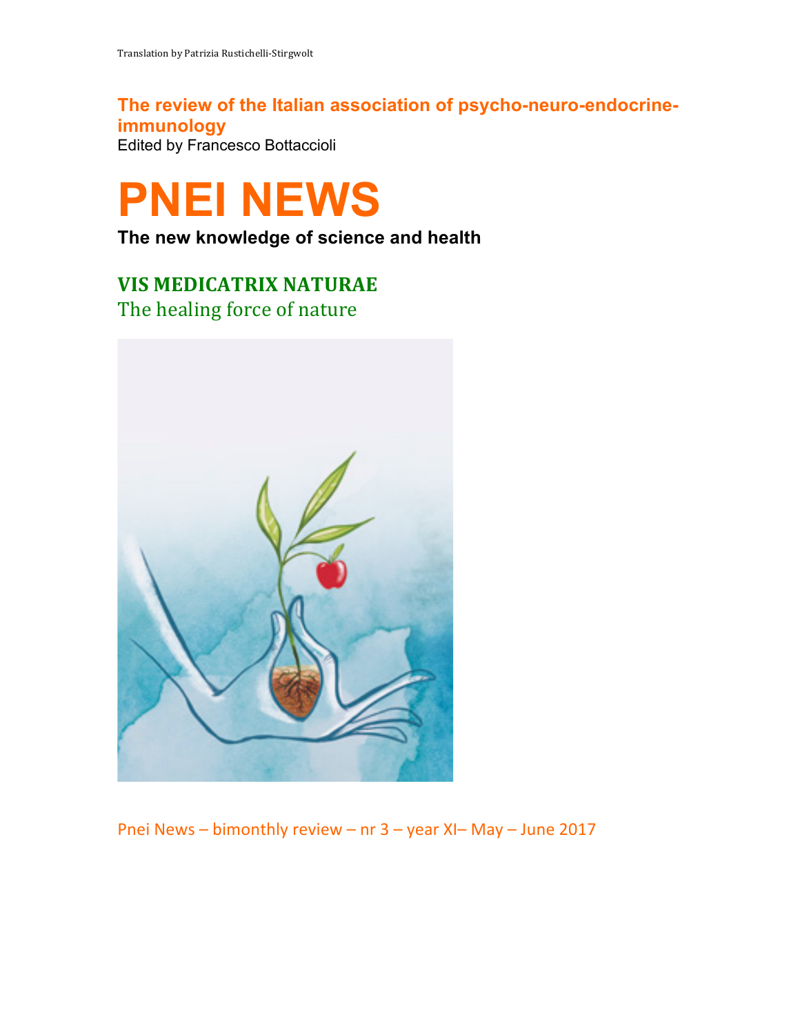Translation by Patrizia Rustichelli-Stirgwolt

**The review of the Italian association of psycho-neuro-endocrine-immunology**

Edited by Francesco Bottaccioli

# PNEI NEWS

**The new knowledge of science and health**

## VIS MEDICATRIX NATURAE

The healing force of nature

Pnei News – bimonthly review – nr 3 – year XI– May – June 2017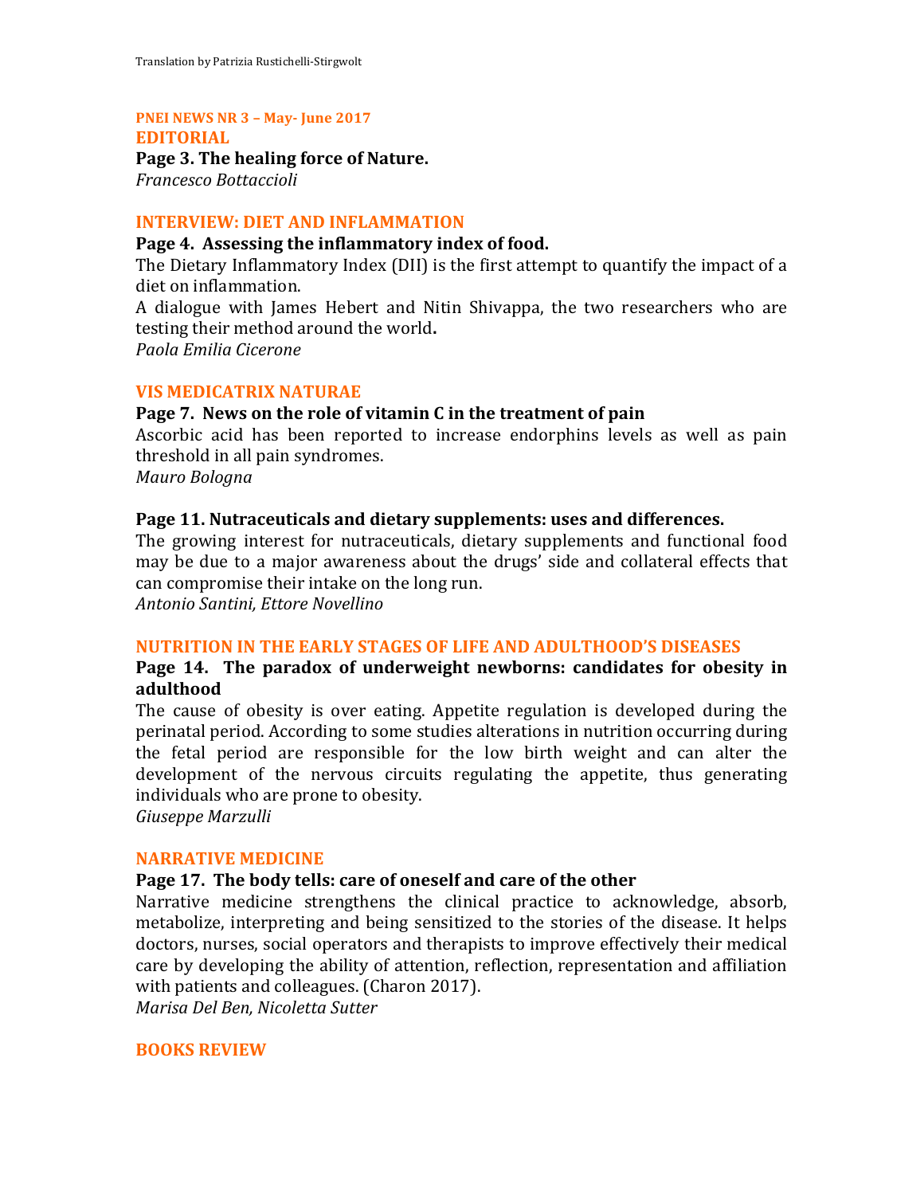Translation by Patrizia Rustichelli-Stirgwolt

**PNEI NEWS NR 3 – May- June 2017**

## EDITORIAL

**Page 3. The healing force of Nature.**
*Francesco Bottaccioli*

## INTERVIEW: DIET AND INFLAMMATION

**Page 4. Assessing the inflammatory index of food.**

The Dietary Inflammatory Index (DII) is the first attempt to quantify the impact of a diet on inflammation.

A dialogue with James Hebert and Nitin Shivappa, the two researchers who are testing their method around the world**.**

*Paola Emilia Cicerone*

## VIS MEDICATRIX NATURAE

**Page 7. News on the role of vitamin C in the treatment of pain**

Ascorbic acid has been reported to increase endorphins levels as well as pain threshold in all pain syndromes.

*Mauro Bologna*

**Page 11. Nutraceuticals and dietary supplements: uses and differences.**

The growing interest for nutraceuticals, dietary supplements and functional food may be due to a major awareness about the drugs' side and collateral effects that can compromise their intake on the long run.

*Antonio Santini, Ettore Novellino*

## NUTRITION IN THE EARLY STAGES OF LIFE AND ADULTHOOD'S DISEASES

**Page 14. The paradox of underweight newborns: candidates for obesity in adulthood**

The cause of obesity is over eating. Appetite regulation is developed during the perinatal period. According to some studies alterations in nutrition occurring during the fetal period are responsible for the low birth weight and can alter the development of the nervous circuits regulating the appetite, thus generating individuals who are prone to obesity.

*Giuseppe Marzulli*

## NARRATIVE MEDICINE

**Page 17. The body tells: care of oneself and care of the other**

Narrative medicine strengthens the clinical practice to acknowledge, absorb, metabolize, interpreting and being sensitized to the stories of the disease. It helps doctors, nurses, social operators and therapists to improve effectively their medical care by developing the ability of attention, reflection, representation and affiliation with patients and colleagues. (Charon 2017).

*Marisa Del Ben, Nicoletta Sutter*

## BOOKS REVIEW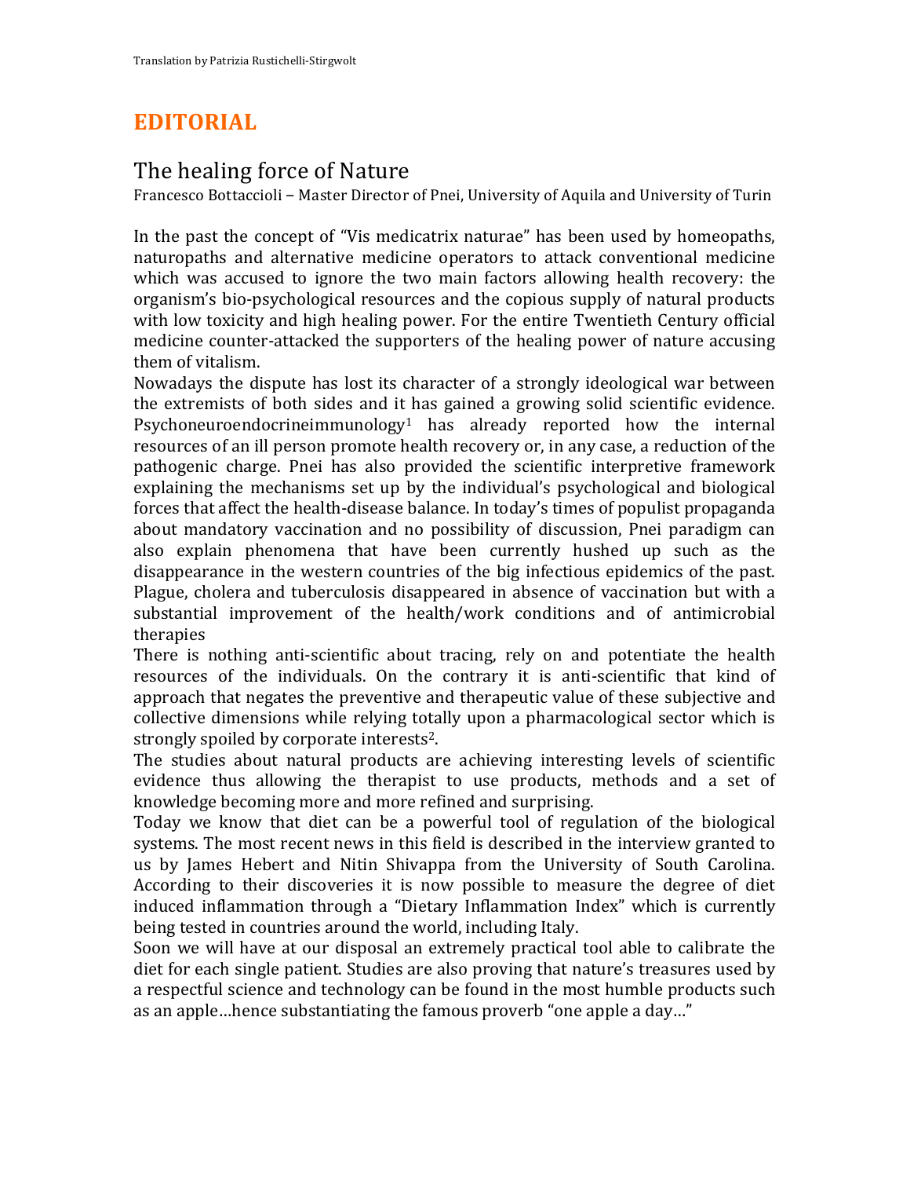Translation by Patrizia Rustichelli-Stirgwolt

# EDITORIAL

## The healing force of Nature

Francesco Bottaccioli – Master Director of Pnei, University of Aquila and University of Turin

In the past the concept of "Vis medicatrix naturae" has been used by homeopaths, naturopaths and alternative medicine operators to attack conventional medicine which was accused to ignore the two main factors allowing health recovery: the organism's bio-psychological resources and the copious supply of natural products with low toxicity and high healing power. For the entire Twentieth Century official medicine counter-attacked the supporters of the healing power of nature accusing them of vitalism.

Nowadays the dispute has lost its character of a strongly ideological war between the extremists of both sides and it has gained a growing solid scientific evidence. Psychoneuroendocrineimmunology[1] has already reported how the internal resources of an ill person promote health recovery or, in any case, a reduction of the pathogenic charge. Pnei has also provided the scientific interpretive framework explaining the mechanisms set up by the individual's psychological and biological forces that affect the health-disease balance. In today's times of populist propaganda about mandatory vaccination and no possibility of discussion, Pnei paradigm can also explain phenomena that have been currently hushed up such as the disappearance in the western countries of the big infectious epidemics of the past. Plague, cholera and tuberculosis disappeared in absence of vaccination but with a substantial improvement of the health/work conditions and of antimicrobial therapies

There is nothing anti-scientific about tracing, rely on and potentiate the health resources of the individuals. On the contrary it is anti-scientific that kind of approach that negates the preventive and therapeutic value of these subjective and collective dimensions while relying totally upon a pharmacological sector which is strongly spoiled by corporate interests[2].

The studies about natural products are achieving interesting levels of scientific evidence thus allowing the therapist to use products, methods and a set of knowledge becoming more and more refined and surprising.

Today we know that diet can be a powerful tool of regulation of the biological systems. The most recent news in this field is described in the interview granted to us by James Hebert and Nitin Shivappa from the University of South Carolina. According to their discoveries it is now possible to measure the degree of diet induced inflammation through a "Dietary Inflammation Index" which is currently being tested in countries around the world, including Italy.

Soon we will have at our disposal an extremely practical tool able to calibrate the diet for each single patient. Studies are also proving that nature's treasures used by a respectful science and technology can be found in the most humble products such as an apple…hence substantiating the famous proverb "one apple a day…"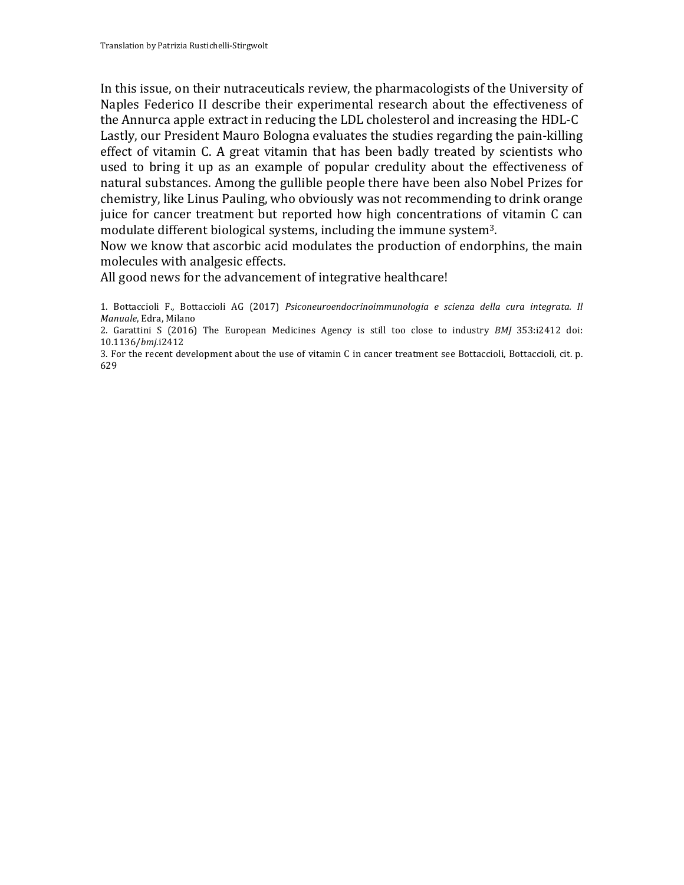Translation by Patrizia Rustichelli-Stirgwolt

In this issue, on their nutraceuticals review, the pharmacologists of the University of Naples Federico II describe their experimental research about the effectiveness of the Annurca apple extract in reducing the LDL cholesterol and increasing the HDL-C
Lastly, our President Mauro Bologna evaluates the studies regarding the pain-killing effect of vitamin C. A great vitamin that has been badly treated by scientists who used to bring it up as an example of popular credulity about the effectiveness of natural substances. Among the gullible people there have been also Nobel Prizes for chemistry, like Linus Pauling, who obviously was not recommending to drink orange juice for cancer treatment but reported how high concentrations of vitamin C can modulate different biological systems, including the immune system[3].
Now we know that ascorbic acid modulates the production of endorphins, the main molecules with analgesic effects.
All good news for the advancement of integrative healthcare!

1. Bottaccioli F., Bottaccioli AG (2017) *Psiconeuroendocrinoimmunologia e scienza della cura integrata. Il Manuale*, Edra, Milano
2. Garattini S (2016) The European Medicines Agency is still too close to industry *BMJ* 353:i2412 doi: 10.1136/*bmj*.i2412
3. For the recent development about the use of vitamin C in cancer treatment see Bottaccioli, Bottaccioli, cit. p. 629